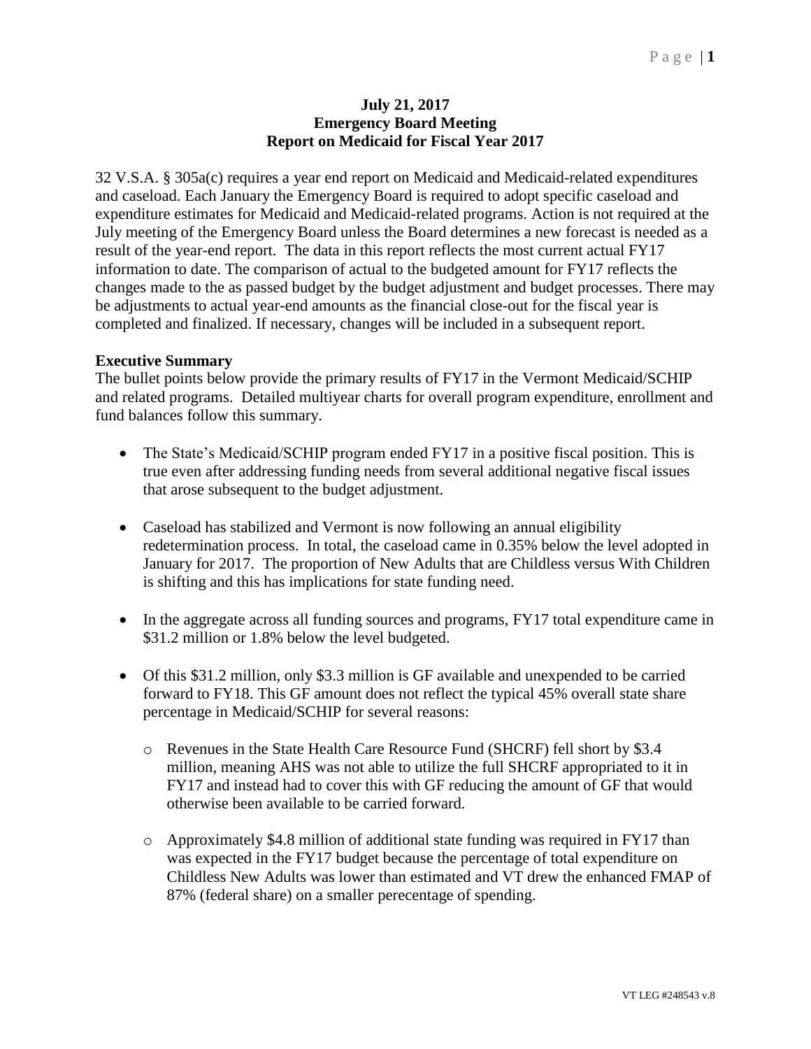**July 21, 2017**
**Emergency Board Meeting**
**Report on Medicaid for Fiscal Year 2017**

32 V.S.A. § 305a(c) requires a year end report on Medicaid and Medicaid-related expenditures and caseload. Each January the Emergency Board is required to adopt specific caseload and expenditure estimates for Medicaid and Medicaid-related programs. Action is not required at the July meeting of the Emergency Board unless the Board determines a new forecast is needed as a result of the year-end report. The data in this report reflects the most current actual FY17 information to date. The comparison of actual to the budgeted amount for FY17 reflects the changes made to the as passed budget by the budget adjustment and budget processes. There may be adjustments to actual year-end amounts as the financial close-out for the fiscal year is completed and finalized. If necessary, changes will be included in a subsequent report.

**Executive Summary**

The bullet points below provide the primary results of FY17 in the Vermont Medicaid/SCHIP and related programs. Detailed multiyear charts for overall program expenditure, enrollment and fund balances follow this summary.

- The State's Medicaid/SCHIP program ended FY17 in a positive fiscal position. This is true even after addressing funding needs from several additional negative fiscal issues that arose subsequent to the budget adjustment.
- Caseload has stabilized and Vermont is now following an annual eligibility redetermination process. In total, the caseload came in 0.35% below the level adopted in January for 2017. The proportion of New Adults that are Childless versus With Children is shifting and this has implications for state funding need.
- In the aggregate across all funding sources and programs, FY17 total expenditure came in $31.2 million or 1.8% below the level budgeted.
- Of this $31.2 million, only $3.3 million is GF available and unexpended to be carried forward to FY18. This GF amount does not reflect the typical 45% overall state share percentage in Medicaid/SCHIP for several reasons:
  - Revenues in the State Health Care Resource Fund (SHCRF) fell short by $3.4 million, meaning AHS was not able to utilize the full SHCRF appropriated to it in FY17 and instead had to cover this with GF reducing the amount of GF that would otherwise been available to be carried forward.
  - Approximately $4.8 million of additional state funding was required in FY17 than was expected in the FY17 budget because the percentage of total expenditure on Childless New Adults was lower than estimated and VT drew the enhanced FMAP of 87% (federal share) on a smaller perecentage of spending.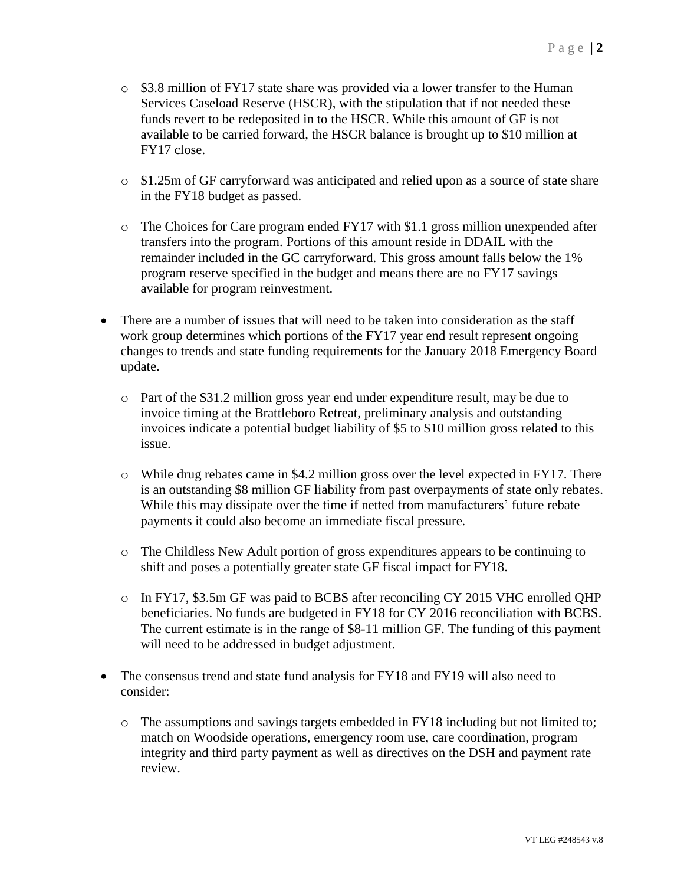- $3.8 million of FY17 state share was provided via a lower transfer to the Human Services Caseload Reserve (HSCR), with the stipulation that if not needed these funds revert to be redeposited in to the HSCR. While this amount of GF is not available to be carried forward, the HSCR balance is brought up to $10 million at FY17 close.

- $1.25m of GF carryforward was anticipated and relied upon as a source of state share in the FY18 budget as passed.

- The Choices for Care program ended FY17 with $1.1 gross million unexpended after transfers into the program. Portions of this amount reside in DDAIL with the remainder included in the GC carryforward. This gross amount falls below the 1% program reserve specified in the budget and means there are no FY17 savings available for program reinvestment.

- There are a number of issues that will need to be taken into consideration as the staff work group determines which portions of the FY17 year end result represent ongoing changes to trends and state funding requirements for the January 2018 Emergency Board update.

  - Part of the $31.2 million gross year end under expenditure result, may be due to invoice timing at the Brattleboro Retreat, preliminary analysis and outstanding invoices indicate a potential budget liability of $5 to $10 million gross related to this issue.

  - While drug rebates came in $4.2 million gross over the level expected in FY17. There is an outstanding $8 million GF liability from past overpayments of state only rebates. While this may dissipate over the time if netted from manufacturers' future rebate payments it could also become an immediate fiscal pressure.

  - The Childless New Adult portion of gross expenditures appears to be continuing to shift and poses a potentially greater state GF fiscal impact for FY18.

  - In FY17, $3.5m GF was paid to BCBS after reconciling CY 2015 VHC enrolled QHP beneficiaries. No funds are budgeted in FY18 for CY 2016 reconciliation with BCBS. The current estimate is in the range of $8-11 million GF. The funding of this payment will need to be addressed in budget adjustment.

- The consensus trend and state fund analysis for FY18 and FY19 will also need to consider:

  - The assumptions and savings targets embedded in FY18 including but not limited to; match on Woodside operations, emergency room use, care coordination, program integrity and third party payment as well as directives on the DSH and payment rate review.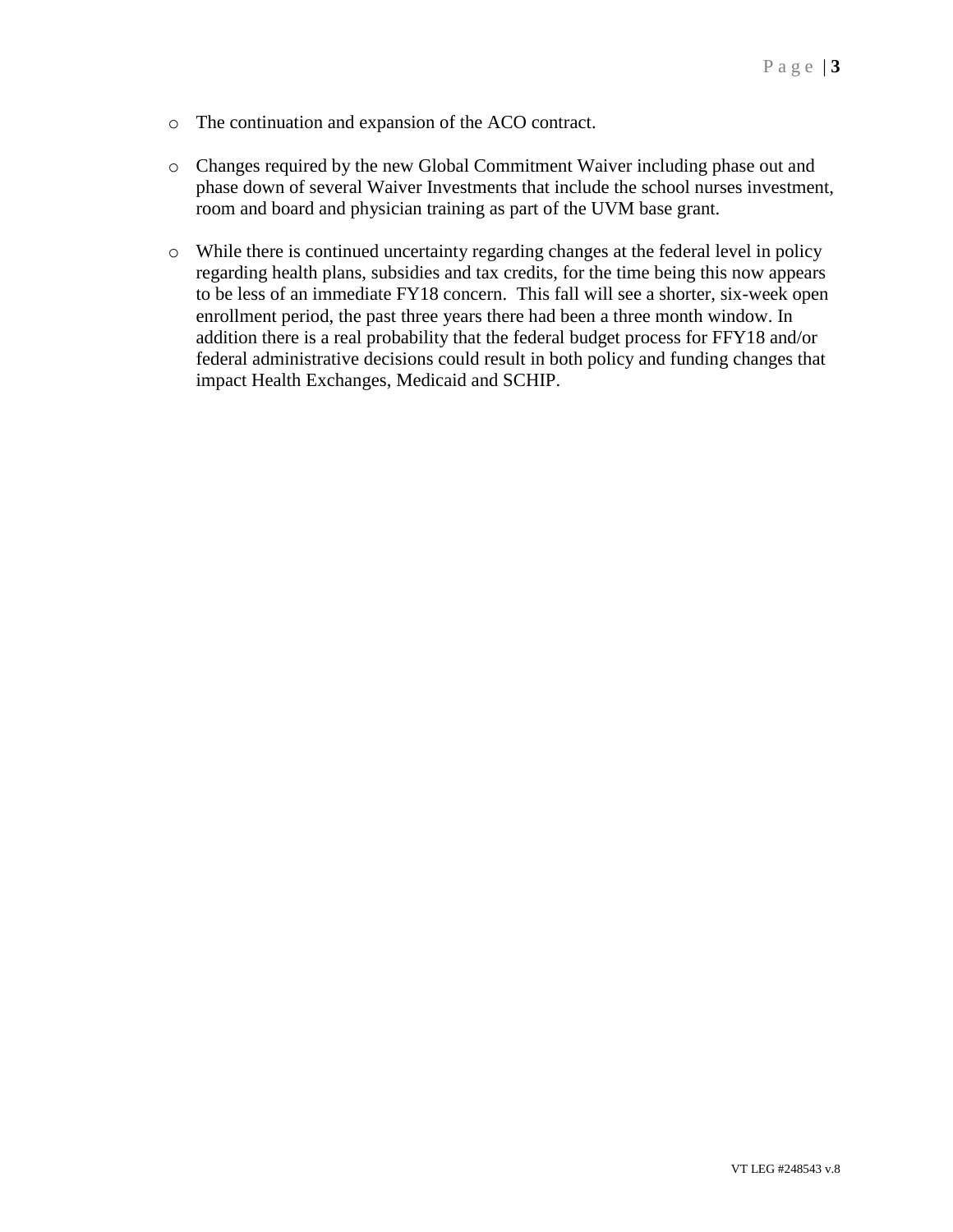- The continuation and expansion of the ACO contract.

- Changes required by the new Global Commitment Waiver including phase out and phase down of several Waiver Investments that include the school nurses investment, room and board and physician training as part of the UVM base grant.

- While there is continued uncertainty regarding changes at the federal level in policy regarding health plans, subsidies and tax credits, for the time being this now appears to be less of an immediate FY18 concern. This fall will see a shorter, six-week open enrollment period, the past three years there had been a three month window. In addition there is a real probability that the federal budget process for FFY18 and/or federal administrative decisions could result in both policy and funding changes that impact Health Exchanges, Medicaid and SCHIP.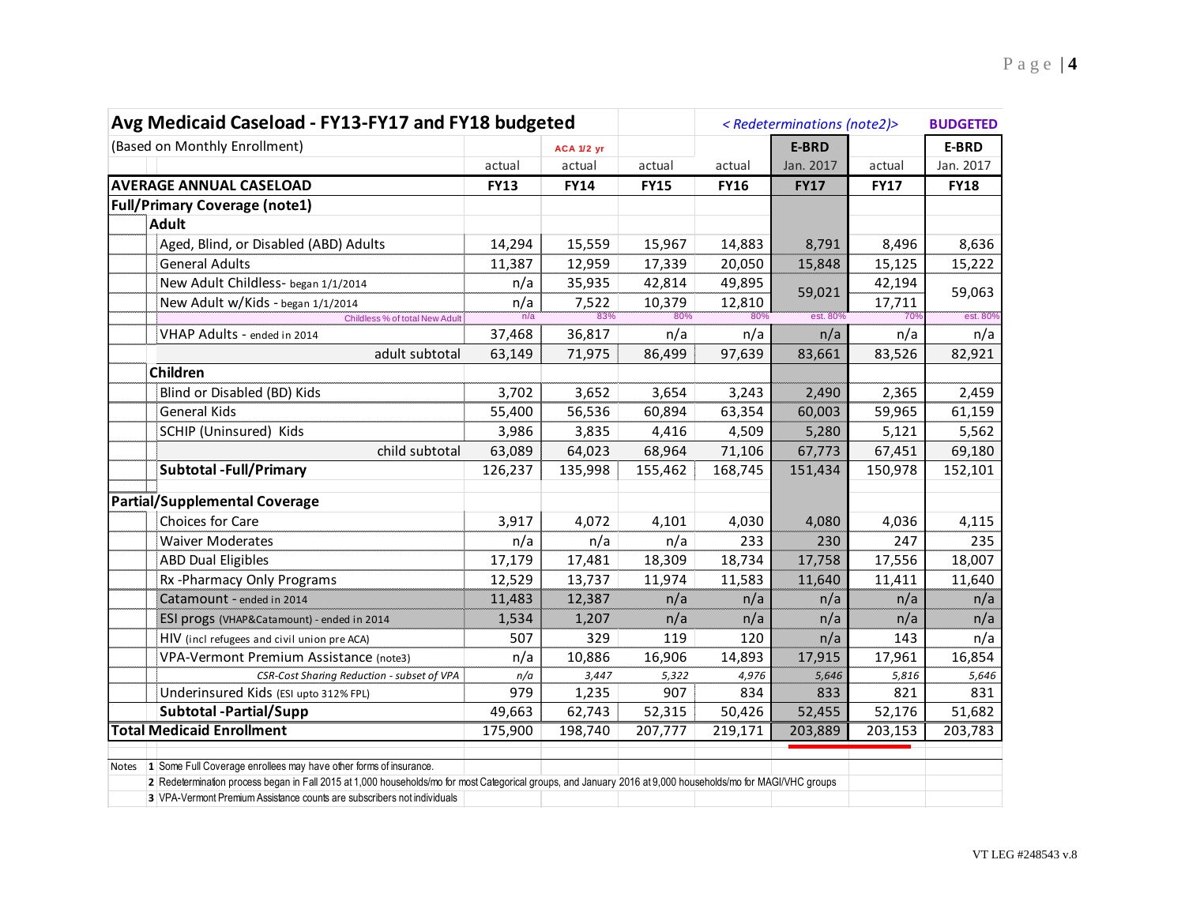## Avg Medicaid Caseload - FY13-FY17 and FY18 budgeted

(Based on Monthly Enrollment)

| | | | | | < Redeterminations (note2)> | | BUDGETED |
|---|---|---|---|---|---|---|---|
| | | ACA 1/2 yr | | | E-BRD | | E-BRD |
| | actual | actual | actual | actual | Jan. 2017 | actual | Jan. 2017 |
| **AVERAGE ANNUAL CASELOAD** | **FY13** | **FY14** | **FY15** | **FY16** | **FY17** | **FY17** | **FY18** |
| **Full/Primary Coverage (note1)** | | | | | | | |
| **Adult** | | | | | | | |
| Aged, Blind, or Disabled (ABD) Adults | 14,294 | 15,559 | 15,967 | 14,883 | 8,791 | 8,496 | 8,636 |
| General Adults | 11,387 | 12,959 | 17,339 | 20,050 | 15,848 | 15,125 | 15,222 |
| New Adult Childless- began 1/1/2014 | n/a | 35,935 | 42,814 | 49,895 | 59,021 | 42,194 | 59,063 |
| New Adult w/Kids - began 1/1/2014 | n/a | 7,522 | 10,379 | 12,810 | | 17,711 | |
| Childless % of total New Adult | n/a | 83% | 80% | 80% | est. 80% | 70% | est. 80% |
| VHAP Adults - ended in 2014 | 37,468 | 36,817 | n/a | n/a | n/a | n/a | n/a |
| adult subtotal | 63,149 | 71,975 | 86,499 | 97,639 | 83,661 | 83,526 | 82,921 |
| **Children** | | | | | | | |
| Blind or Disabled (BD) Kids | 3,702 | 3,652 | 3,654 | 3,243 | 2,490 | 2,365 | 2,459 |
| General Kids | 55,400 | 56,536 | 60,894 | 63,354 | 60,003 | 59,965 | 61,159 |
| SCHIP (Uninsured) Kids | 3,986 | 3,835 | 4,416 | 4,509 | 5,280 | 5,121 | 5,562 |
| child subtotal | 63,089 | 64,023 | 68,964 | 71,106 | 67,773 | 67,451 | 69,180 |
| **Subtotal -Full/Primary** | 126,237 | 135,998 | 155,462 | 168,745 | 151,434 | 150,978 | 152,101 |
| **Partial/Supplemental Coverage** | | | | | | | |
| Choices for Care | 3,917 | 4,072 | 4,101 | 4,030 | 4,080 | 4,036 | 4,115 |
| Waiver Moderates | n/a | n/a | n/a | 233 | 230 | 247 | 235 |
| ABD Dual Eligibles | 17,179 | 17,481 | 18,309 | 18,734 | 17,758 | 17,556 | 18,007 |
| Rx -Pharmacy Only Programs | 12,529 | 13,737 | 11,974 | 11,583 | 11,640 | 11,411 | 11,640 |
| Catamount - ended in 2014 | 11,483 | 12,387 | n/a | n/a | n/a | n/a | n/a |
| ESI progs (VHAP&Catamount) - ended in 2014 | 1,534 | 1,207 | n/a | n/a | n/a | n/a | n/a |
| HIV (incl refugees and civil union pre ACA) | 507 | 329 | 119 | 120 | n/a | 143 | n/a |
| VPA-Vermont Premium Assistance (note3) | n/a | 10,886 | 16,906 | 14,893 | 17,915 | 17,961 | 16,854 |
| *CSR-Cost Sharing Reduction - subset of VPA* | *n/a* | *3,447* | *5,322* | *4,976* | *5,646* | *5,816* | *5,646* |
| Underinsured Kids (ESI upto 312% FPL) | 979 | 1,235 | 907 | 834 | 833 | 821 | 831 |
| **Subtotal -Partial/Supp** | 49,663 | 62,743 | 52,315 | 50,426 | 52,455 | 52,176 | 51,682 |
| **Total Medicaid Enrollment** | 175,900 | 198,740 | 207,777 | 219,171 | 203,889 | 203,153 | 203,783 |

Notes
1. Some Full Coverage enrollees may have other forms of insurance.
2. Redetermination process began in Fall 2015 at 1,000 households/mo for most Categorical groups, and January 2016 at 9,000 households/mo for MAGI/VHC groups
3. VPA-Vermont Premium Assistance counts are subscribers not individuals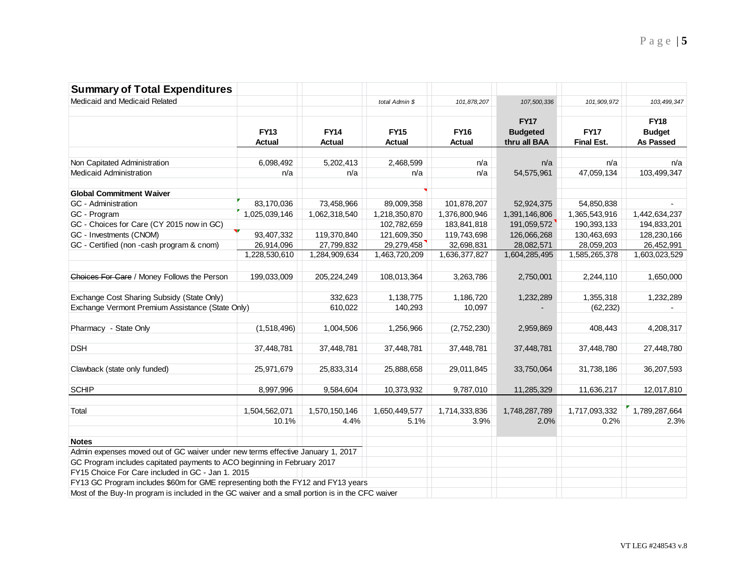## Summary of Total Expenditures

| Medicaid and Medicaid Related | | | *total Admin $* | *101,878,207* | *107,500,336* | *101,909,972* | *103,499,347* |
|---|---|---|---|---|---|---|---|
| | **FY13 Actual** | **FY14 Actual** | **FY15 Actual** | **FY16 Actual** | **FY17 Budgeted thru all BAA** | **FY17 Final Est.** | **FY18 Budget As Passed** |
| Non Capitated Administration | 6,098,492 | 5,202,413 | 2,468,599 | n/a | n/a | n/a | n/a |
| Medicaid Administration | n/a | n/a | n/a | n/a | 54,575,961 | 47,059,134 | 103,499,347 |
| **Global Commitment Waiver** | | | | | | | |
| GC - Administration | 83,170,036 | 73,458,966 | 89,009,358 | 101,878,207 | 52,924,375 | 54,850,838 | - |
| GC - Program | 1,025,039,146 | 1,062,318,540 | 1,218,350,870 | 1,376,800,946 | 1,391,146,806 | 1,365,543,916 | 1,442,634,237 |
| GC - Choices for Care (CY 2015 now in GC) | | | 102,782,659 | 183,841,818 | 191,059,572 | 190,393,133 | 194,833,201 |
| GC - Investments (CNOM) | 93,407,332 | 119,370,840 | 121,609,350 | 119,743,698 | 126,066,268 | 130,463,693 | 128,230,166 |
| GC - Certified (non -cash program & cnom) | 26,914,096 | 27,799,832 | 29,279,458 | 32,698,831 | 28,082,571 | 28,059,203 | 26,452,991 |
| | 1,228,530,610 | 1,284,909,634 | 1,463,720,209 | 1,636,377,827 | 1,604,285,495 | 1,585,265,378 | 1,603,023,529 |
| ~~Choices For Care~~ / Money Follows the Person | 199,033,009 | 205,224,249 | 108,013,364 | 3,263,786 | 2,750,001 | 2,244,110 | 1,650,000 |
| Exchange Cost Sharing Subsidy (State Only) | | 332,623 | 1,138,775 | 1,186,720 | 1,232,289 | 1,355,318 | 1,232,289 |
| Exchange Vermont Premium Assistance (State Only) | | 610,022 | 140,293 | 10,097 | - | (62,232) | - |
| Pharmacy - State Only | (1,518,496) | 1,004,506 | 1,256,966 | (2,752,230) | 2,959,869 | 408,443 | 4,208,317 |
| DSH | 37,448,781 | 37,448,781 | 37,448,781 | 37,448,781 | 37,448,781 | 37,448,780 | 27,448,780 |
| Clawback (state only funded) | 25,971,679 | 25,833,314 | 25,888,658 | 29,011,845 | 33,750,064 | 31,738,186 | 36,207,593 |
| SCHIP | 8,997,996 | 9,584,604 | 10,373,932 | 9,787,010 | 11,285,329 | 11,636,217 | 12,017,810 |
| Total | 1,504,562,071 | 1,570,150,146 | 1,650,449,577 | 1,714,333,836 | 1,748,287,789 | 1,717,093,332 | 1,789,287,664 |
| | 10.1% | 4.4% | 5.1% | 3.9% | 2.0% | 0.2% | 2.3% |

**Notes**

Admin expenses moved out of GC waiver under new terms effective January 1, 2017

GC Program includes capitated payments to ACO beginning in February 2017

FY15 Choice For Care included in GC - Jan 1. 2015

FY13 GC Program includes $60m for GME representing both the FY12 and FY13 years

Most of the Buy-In program is included in the GC waiver and a small portion is in the CFC waiver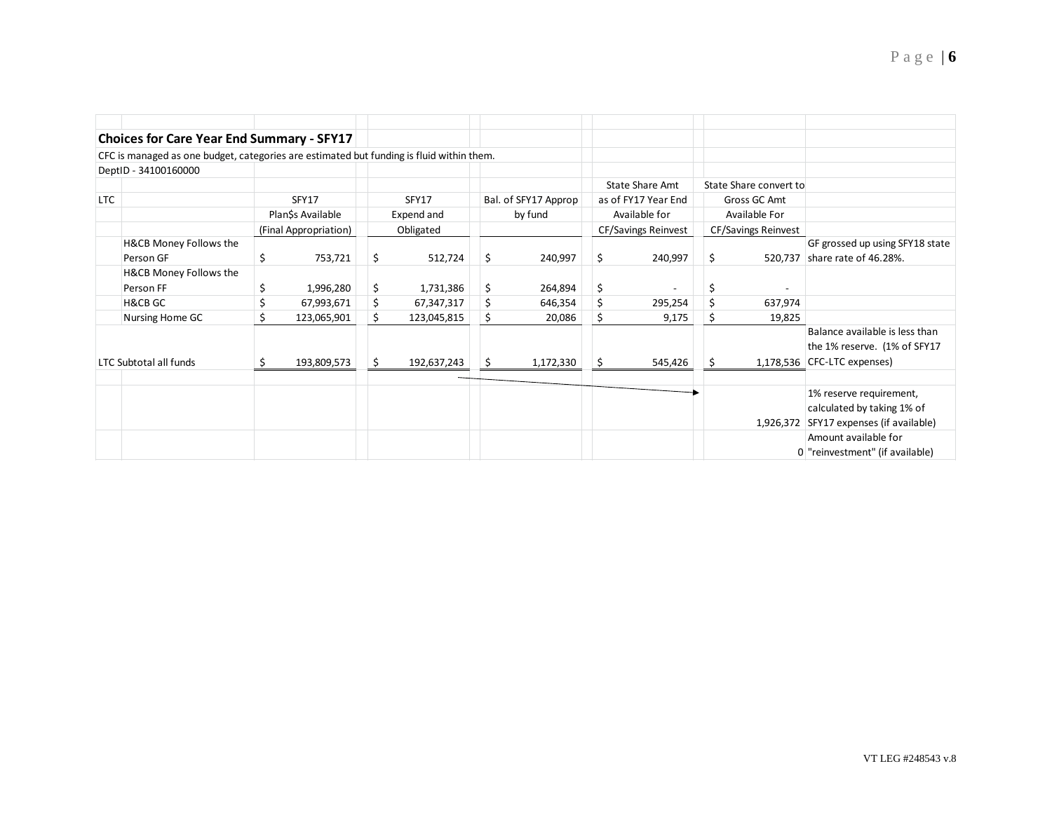## Choices for Care Year End Summary - SFY17

CFC is managed as one budget, categories are estimated but funding is fluid within them.

DeptID - 34100160000

| LTC | | SFY17 Plan$s Available (Final Appropriation) | SFY17 Expend and Obligated | Bal. of SFY17 Approp by fund | State Share Amt as of FY17 Year End Available for CF/Savings Reinvest | State Share convert to Gross GC Amt Available For CF/Savings Reinvest | |
|---|---|---|---|---|---|---|---|
| | H&CB Money Follows the Person GF | $ 753,721 | $ 512,724 | $ 240,997 | $ 240,997 | $ 520,737 | GF grossed up using SFY18 state share rate of 46.28%. |
| | H&CB Money Follows the Person FF | $ 1,996,280 | $ 1,731,386 | $ 264,894 | $ - | $ - | |
| | H&CB GC | $ 67,993,671 | $ 67,347,317 | $ 646,354 | $ 295,254 | $ 637,974 | |
| | Nursing Home GC | $ 123,065,901 | $ 123,045,815 | $ 20,086 | $ 9,175 | $ 19,825 | |
| LTC Subtotal all funds | | $ 193,809,573 | $ 192,637,243 | $ 1,172,330 | $ 545,426 | $ 1,178,536 | Balance available is less than the 1% reserve. (1% of SFY17 CFC-LTC expenses) |
| | | | | | | 1,926,372 | 1% reserve requirement, calculated by taking 1% of SFY17 expenses (if available) |
| | | | | | | 0 | Amount available for "reinvestment" (if available) |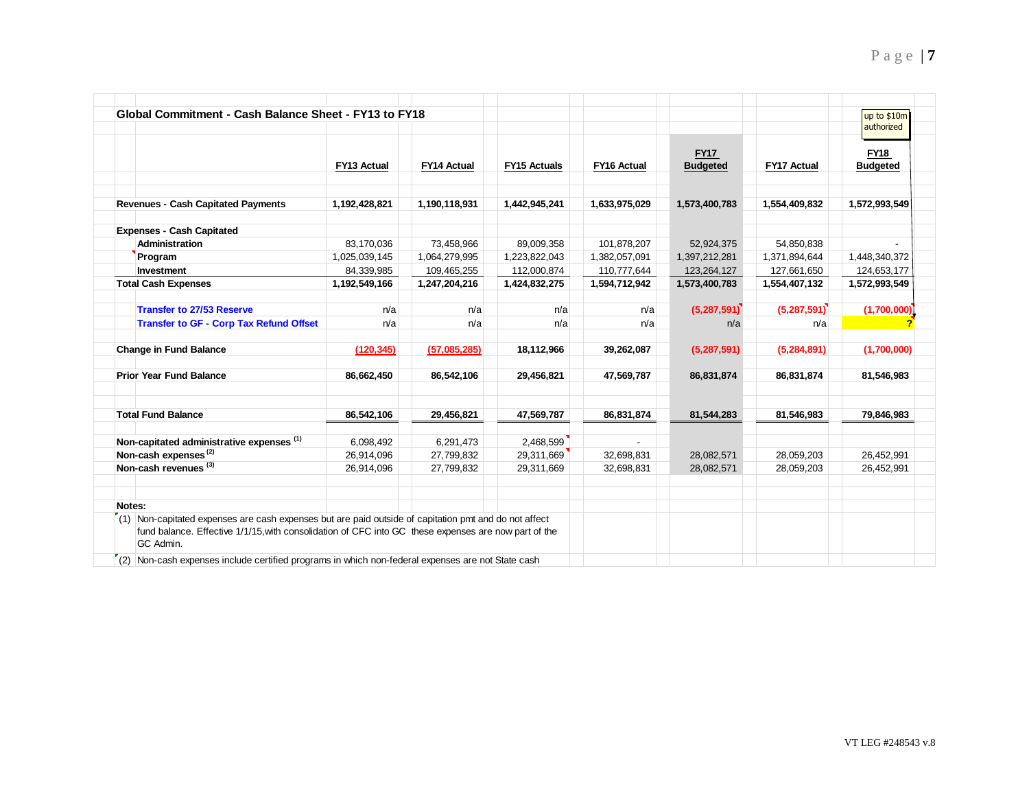## Global Commitment - Cash Balance Sheet - FY13 to FY18

| | FY13 Actual | FY14 Actual | FY15 Actuals | FY16 Actual | FY17 Budgeted | FY17 Actual | FY18 Budgeted |
|---|---|---|---|---|---|---|---|
| **Revenues - Cash Capitated Payments** | **1,192,428,821** | **1,190,118,931** | **1,442,945,241** | **1,633,975,029** | **1,573,400,783** | **1,554,409,832** | **1,572,993,549** |
| **Expenses - Cash Capitated** | | | | | | | |
| Administration | 83,170,036 | 73,458,966 | 89,009,358 | 101,878,207 | 52,924,375 | 54,850,838 | - |
| Program | 1,025,039,145 | 1,064,279,995 | 1,223,822,043 | 1,382,057,091 | 1,397,212,281 | 1,371,894,644 | 1,448,340,372 |
| Investment | 84,339,985 | 109,465,255 | 112,000,874 | 110,777,644 | 123,264,127 | 127,661,650 | 124,653,177 |
| **Total Cash Expenses** | **1,192,549,166** | **1,247,204,216** | **1,424,832,275** | **1,594,712,942** | **1,573,400,783** | **1,554,407,132** | **1,572,993,549** |
| Transfer to 27/53 Reserve | n/a | n/a | n/a | n/a | (5,287,591) | (5,287,591) | (1,700,000) |
| Transfer to GF - Corp Tax Refund Offset | n/a | n/a | n/a | n/a | n/a | n/a | ? |
| **Change in Fund Balance** | (120,345) | (57,085,285) | 18,112,966 | 39,262,087 | (5,287,591) | (5,284,891) | (1,700,000) |
| **Prior Year Fund Balance** | 86,662,450 | 86,542,106 | 29,456,821 | 47,569,787 | 86,831,874 | 86,831,874 | 81,546,983 |
| **Total Fund Balance** | 86,542,106 | 29,456,821 | 47,569,787 | 86,831,874 | 81,544,283 | 81,546,983 | 79,846,983 |
| Non-capitated administrative expenses [1] | 6,098,492 | 6,291,473 | 2,468,599 | - | | | |
| Non-cash expenses [2] | 26,914,096 | 27,799,832 | 29,311,669 | 32,698,831 | 28,082,571 | 28,059,203 | 26,452,991 |
| Non-cash revenues [3] | 26,914,096 | 27,799,832 | 29,311,669 | 32,698,831 | 28,082,571 | 28,059,203 | 26,452,991 |

up to $10m authorized

**Notes:**

(1) Non-capitated expenses are cash expenses but are paid outside of capitation pmt and do not affect fund balance. Effective 1/1/15,with consolidation of CFC into GC these expenses are now part of the GC Admin.

(2) Non-cash expenses include certified programs in which non-federal expenses are not State cash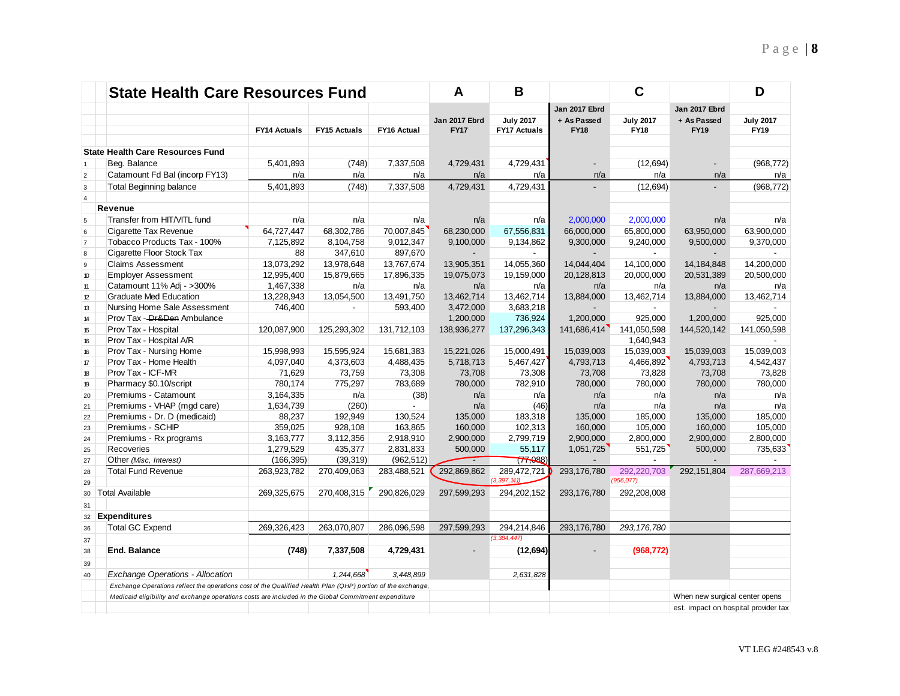## State Health Care Resources Fund

| | | FY14 Actuals | FY15 Actuals | FY16 Actual | A<br>Jan 2017 Ebrd<br>FY17 | B<br>July 2017<br>FY17 Actuals | Jan 2017 Ebrd<br>+ As Passed<br>FY18 | C<br>July 2017<br>FY18 | Jan 2017 Ebrd<br>+ As Passed<br>FY19 | D<br>July 2017<br>FY19 |
|---|---|---|---|---|---|---|---|---|---|---|
| | **State Health Care Resources Fund** | | | | | | | | | |
| 1 | Beg. Balance | 5,401,893 | (748) | 7,337,508 | 4,729,431 | 4,729,431 | - | (12,694) | - | (968,772) |
| 2 | Catamount Fd Bal (incorp FY13) | n/a | n/a | n/a | n/a | n/a | n/a | n/a | n/a | n/a |
| 3 | Total Beginning balance | 5,401,893 | (748) | 7,337,508 | 4,729,431 | 4,729,431 | - | (12,694) | - | (968,772) |
| 4 | | | | | | | | | | |
| | **Revenue** | | | | | | | | | |
| 5 | Transfer from HIT/VITL fund | n/a | n/a | n/a | n/a | n/a | 2,000,000 | 2,000,000 | n/a | n/a |
| 6 | Cigarette Tax Revenue | 64,727,447 | 68,302,786 | 70,007,845 | 68,230,000 | 67,556,831 | 66,000,000 | 65,800,000 | 63,950,000 | 63,900,000 |
| 7 | Tobacco Products Tax - 100% | 7,125,892 | 8,104,758 | 9,012,347 | 9,100,000 | 9,134,862 | 9,300,000 | 9,240,000 | 9,500,000 | 9,370,000 |
| 8 | Cigarette Floor Stock Tax | 88 | 347,610 | 897,670 | - | - | - | - | - | - |
| 9 | Claims Assessment | 13,073,292 | 13,978,648 | 13,767,674 | 13,905,351 | 14,055,360 | 14,044,404 | 14,100,000 | 14,184,848 | 14,200,000 |
| 10 | Employer Assessment | 12,995,400 | 15,879,665 | 17,896,335 | 19,075,073 | 19,159,000 | 20,128,813 | 20,000,000 | 20,531,389 | 20,500,000 |
| 11 | Catamount 11% Adj - >300% | 1,467,338 | n/a | n/a | n/a | n/a | n/a | n/a | n/a | n/a |
| 12 | Graduate Med Education | 13,228,943 | 13,054,500 | 13,491,750 | 13,462,714 | 13,462,714 | 13,884,000 | 13,462,714 | 13,884,000 | 13,462,714 |
| 13 | Nursing Home Sale Assessment | 746,400 | - | 593,400 | 3,472,000 | 3,683,218 | - | - | - | - |
| 14 | Prov Tax - ~~Dr&Den~~ Ambulance | | | | 1,200,000 | 736,924 | 1,200,000 | 925,000 | 1,200,000 | 925,000 |
| 15 | Prov Tax - Hospital | 120,087,900 | 125,293,302 | 131,712,103 | 138,936,277 | 137,296,343 | 141,686,414 | 141,050,598 | 144,520,142 | 141,050,598 |
| 16 | Prov Tax - Hospital A/R | | | | | | | 1,640,943 | | - |
| 16 | Prov Tax - Nursing Home | 15,998,993 | 15,595,924 | 15,681,383 | 15,221,026 | 15,000,491 | 15,039,003 | 15,039,003 | 15,039,003 | 15,039,003 |
| 17 | Prov Tax - Home Health | 4,097,040 | 4,373,603 | 4,488,435 | 5,718,713 | 5,467,427 | 4,793,713 | 4,466,892 | 4,793,713 | 4,542,437 |
| 18 | Prov Tax - ICF-MR | 71,629 | 73,759 | 73,308 | 73,708 | 73,308 | 73,708 | 73,828 | 73,708 | 73,828 |
| 19 | Pharmacy $0.10/script | 780,174 | 775,297 | 783,689 | 780,000 | 782,910 | 780,000 | 780,000 | 780,000 | 780,000 |
| 20 | Premiums - Catamount | 3,164,335 | n/a | (38) | n/a | n/a | n/a | n/a | n/a | n/a |
| 21 | Premiums - VHAP (mgd care) | 1,634,739 | (260) | - | n/a | (46) | n/a | n/a | n/a | n/a |
| 22 | Premiums - Dr. D (medicaid) | 88,237 | 192,949 | 130,524 | 135,000 | 183,318 | 135,000 | 185,000 | 135,000 | 185,000 |
| 23 | Premiums - SCHIP | 359,025 | 928,108 | 163,865 | 160,000 | 102,313 | 160,000 | 105,000 | 160,000 | 105,000 |
| 24 | Premiums - Rx programs | 3,163,777 | 3,112,356 | 2,918,910 | 2,900,000 | 2,799,719 | 2,900,000 | 2,800,000 | 2,900,000 | 2,800,000 |
| 25 | Recoveries | 1,279,529 | 435,377 | 2,831,833 | 500,000 | 55,117 | 1,051,725 | 551,725 | 500,000 | 735,633 |
| 27 | Other *(Misc, Interest)* | (166,395) | (39,319) | (962,512) | - | (77,088) | - | - | - | - |
| 28 | Total Fund Revenue | 263,923,782 | 270,409,063 | 283,488,521 | 292,869,862 | 289,472,721 | 293,176,780 | 292,220,703 | 292,151,804 | 287,669,213 |
| 29 | | | | | | *(3,397,141)* | | *(956,077)* | | |
| 30 | Total Available | 269,325,675 | 270,408,315 | 290,826,029 | 297,599,293 | 294,202,152 | 293,176,780 | 292,208,008 | | |
| 31 | | | | | | | | | | |
| 32 | **Expenditures** | | | | | | | | | |
| 36 | Total GC Expend | 269,326,423 | 263,070,807 | 286,096,598 | 297,599,293 | 294,214,846 | 293,176,780 | *293,176,780* | | |
| 37 | | | | | | *(3,384,447)* | | | | |
| 38 | **End. Balance** | **(748)** | **7,337,508** | **4,729,431** | - | **(12,694)** | - | **(968,772)** | | |
| 39 | | | | | | | | | | |
| 40 | *Exchange Operations - Allocation* | | *1,244,668* | *3,448,899* | | *2,631,828* | | | | |

*Exchange Operations reflect the operations cost of the Qualified Health Plan (QHP) portion of the exchange,*
*Medicaid eligibility and exchange operations costs are included in the Global Commitment expenditure*

When new surgical center opens
est. impact on hospital provider tax